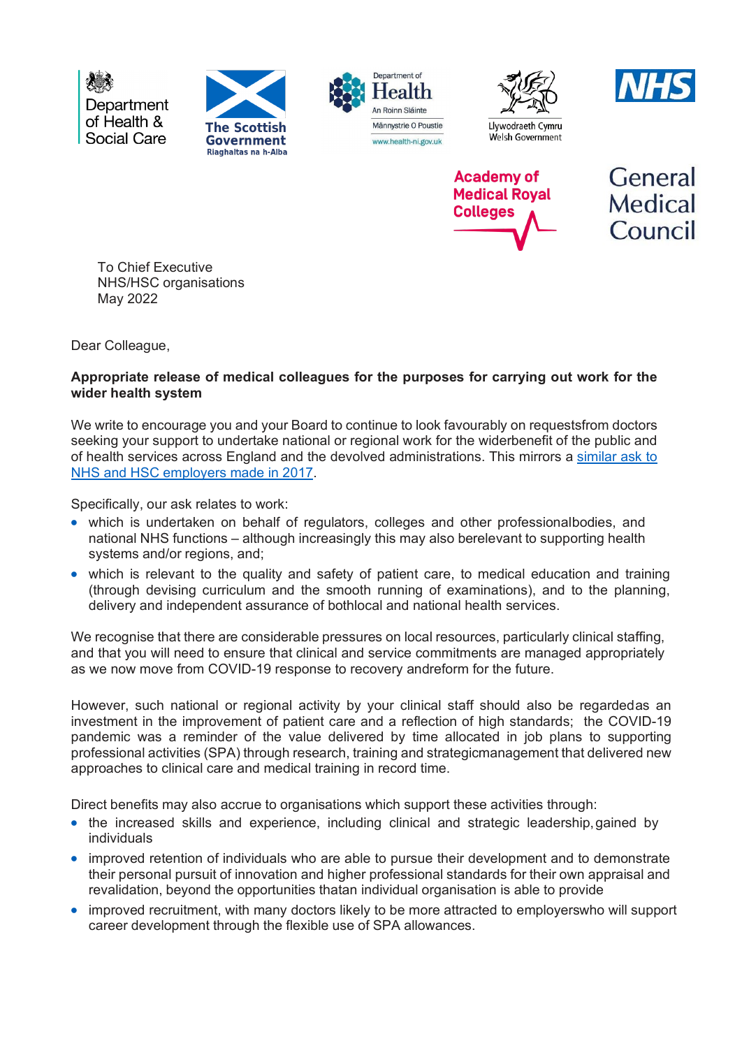Department of Health & Social Care | The Scottish Government Riaghaltas na h-Alba | Department of Health An Roinn Sláinte Männystrie O Poustie www.health-ni.gov.uk | Llywodraeth Cymru Welsh Government | NHS

Academy of Medical Royal Colleges | General Medical Council

To Chief Executive
NHS/HSC organisations
May 2022

Dear Colleague,

**Appropriate release of medical colleagues for the purposes for carrying out work for the wider health system**

We write to encourage you and your Board to continue to look favourably on requestsfrom doctors seeking your support to undertake national or regional work for the widerbenefit of the public and of health services across England and the devolved administrations. This mirrors a [similar ask to NHS and HSC employers made in 2017](#).

Specifically, our ask relates to work:

- which is undertaken on behalf of regulators, colleges and other professionalbodies, and national NHS functions – although increasingly this may also berelevant to supporting health systems and/or regions, and;
- which is relevant to the quality and safety of patient care, to medical education and training (through devising curriculum and the smooth running of examinations), and to the planning, delivery and independent assurance of bothlocal and national health services.

We recognise that there are considerable pressures on local resources, particularly clinical staffing, and that you will need to ensure that clinical and service commitments are managed appropriately as we now move from COVID-19 response to recovery andreform for the future.

However, such national or regional activity by your clinical staff should also be regardedas an investment in the improvement of patient care and a reflection of high standards; the COVID-19 pandemic was a reminder of the value delivered by time allocated in job plans to supporting professional activities (SPA) through research, training and strategicmanagement that delivered new approaches to clinical care and medical training in record time.

Direct benefits may also accrue to organisations which support these activities through:

- the increased skills and experience, including clinical and strategic leadership, gained by individuals
- improved retention of individuals who are able to pursue their development and to demonstrate their personal pursuit of innovation and higher professional standards for their own appraisal and revalidation, beyond the opportunities thatan individual organisation is able to provide
- improved recruitment, with many doctors likely to be more attracted to employerswho will support career development through the flexible use of SPA allowances.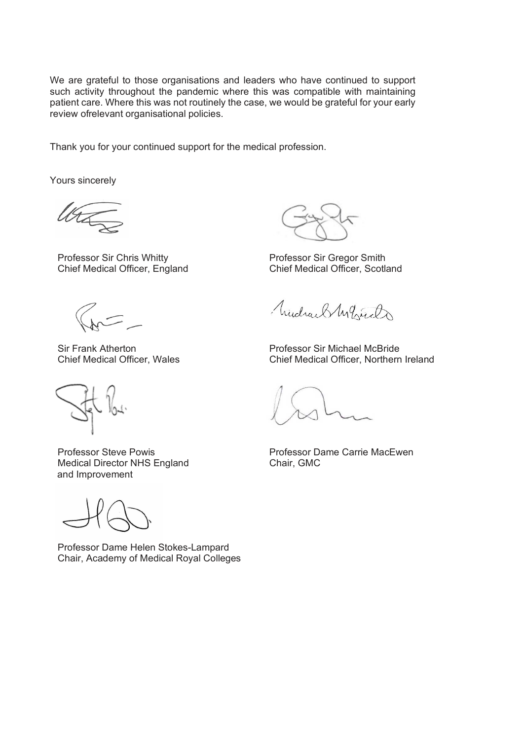We are grateful to those organisations and leaders who have continued to support such activity throughout the pandemic where this was compatible with maintaining patient care. Where this was not routinely the case, we would be grateful for your early review ofrelevant organisational policies.

Thank you for your continued support for the medical profession.

Yours sincerely

Professor Sir Chris Whitty
Chief Medical Officer, England

Professor Sir Gregor Smith
Chief Medical Officer, Scotland

Sir Frank Atherton
Chief Medical Officer, Wales

Professor Sir Michael McBride
Chief Medical Officer, Northern Ireland

Professor Steve Powis
Medical Director NHS England and Improvement

Professor Dame Carrie MacEwen
Chair, GMC

Professor Dame Helen Stokes-Lampard
Chair, Academy of Medical Royal Colleges